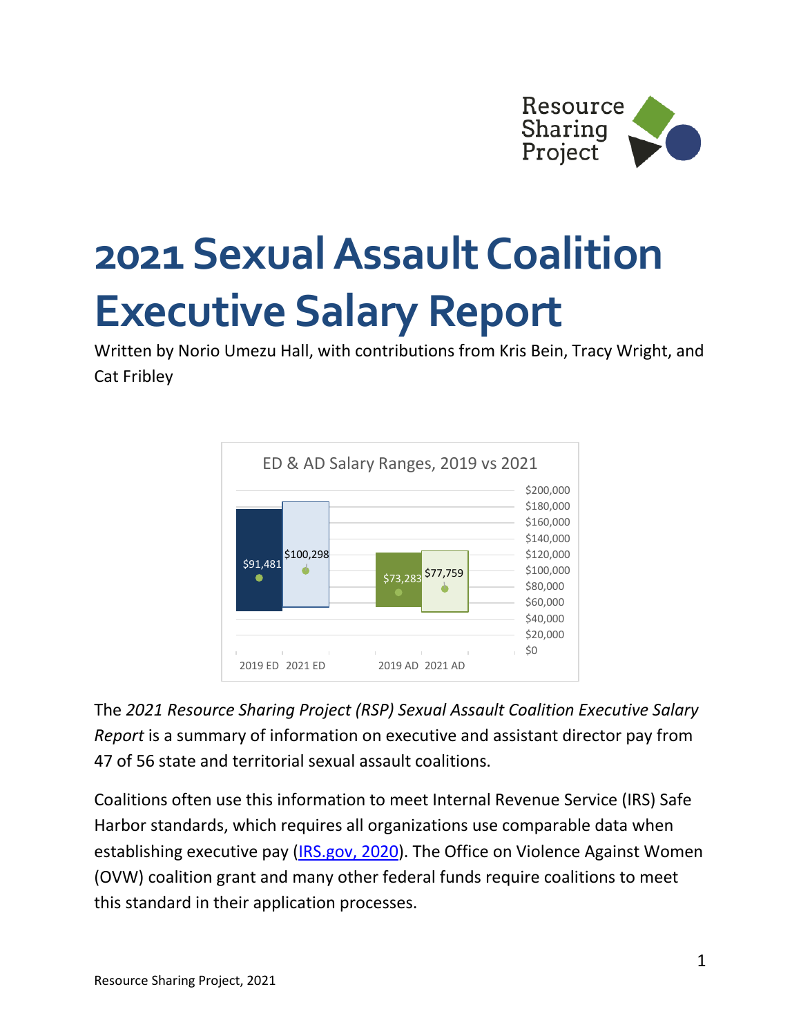# 2021 Sexual Assault Coalition Executive Salary Report

Written by Norio Umezu Hall, with contributions from Kris Bein, Tracy Wright, and Cat Fribley

ED & AD Salary Ranges, 2019 vs 2021

| | 2019 ED | 2021 ED | 2019 AD | 2021 AD |
|---|---|---|---|---|
| Average | $91,481 | $100,298 | $73,283 | $77,759 |

The *2021 Resource Sharing Project (RSP) Sexual Assault Coalition Executive Salary Report* is a summary of information on executive and assistant director pay from 47 of 56 state and territorial sexual assault coalitions.

Coalitions often use this information to meet Internal Revenue Service (IRS) Safe Harbor standards, which requires all organizations use comparable data when establishing executive pay (IRS.gov, 2020). The Office on Violence Against Women (OVW) coalition grant and many other federal funds require coalitions to meet this standard in their application processes.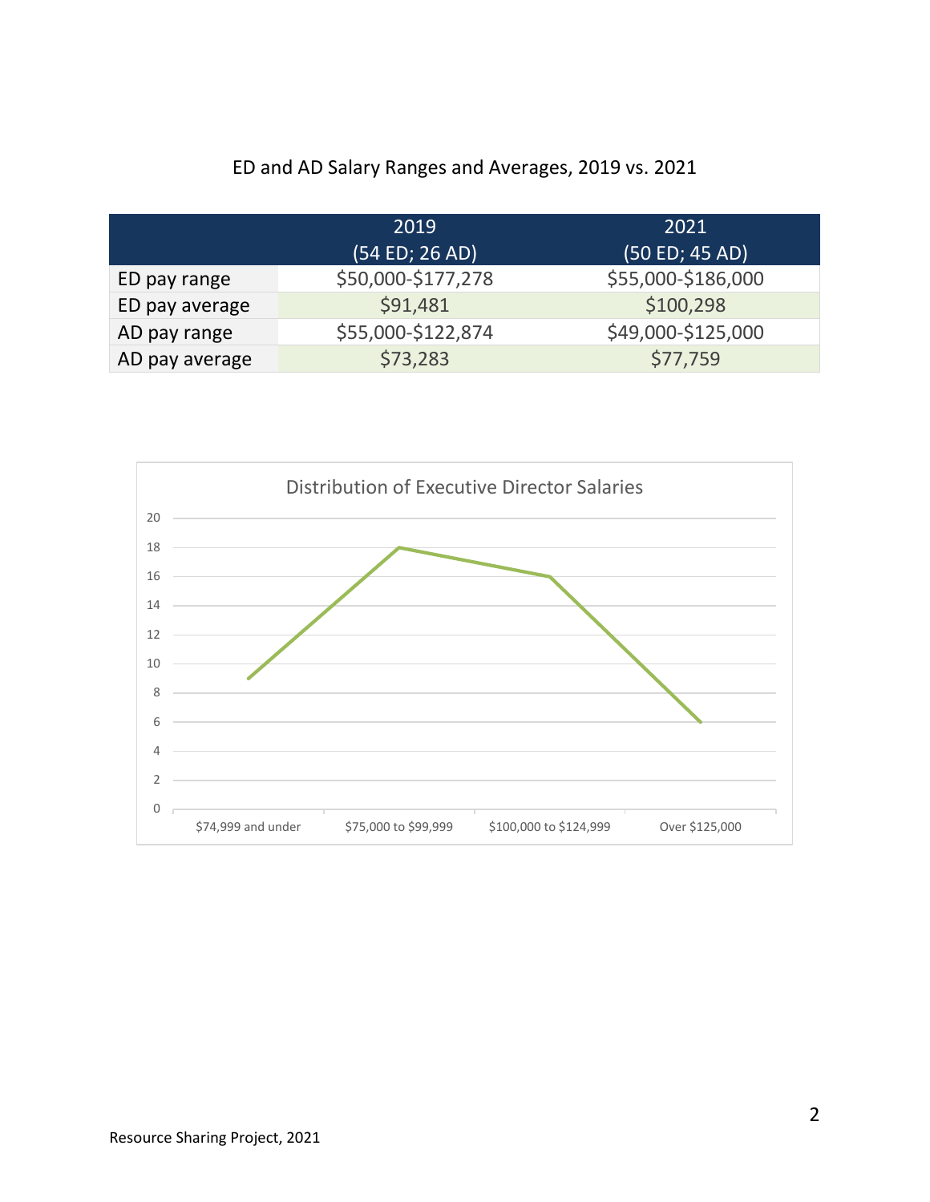ED and AD Salary Ranges and Averages, 2019 vs. 2021

| | 2019 (54 ED; 26 AD) | 2021 (50 ED; 45 AD) |
|---|---|---|
| ED pay range | $50,000-$177,278 | $55,000-$186,000 |
| ED pay average | $91,481 | $100,298 |
| AD pay range | $55,000-$122,874 | $49,000-$125,000 |
| AD pay average | $73,283 | $77,759 |

Distribution of Executive Director Salaries

| Salary range | Number of EDs |
|---|---|
| $74,999 and under | 9 |
| $75,000 to $99,999 | 18 |
| $100,000 to $124,999 | 16 |
| Over $125,000 | 6 |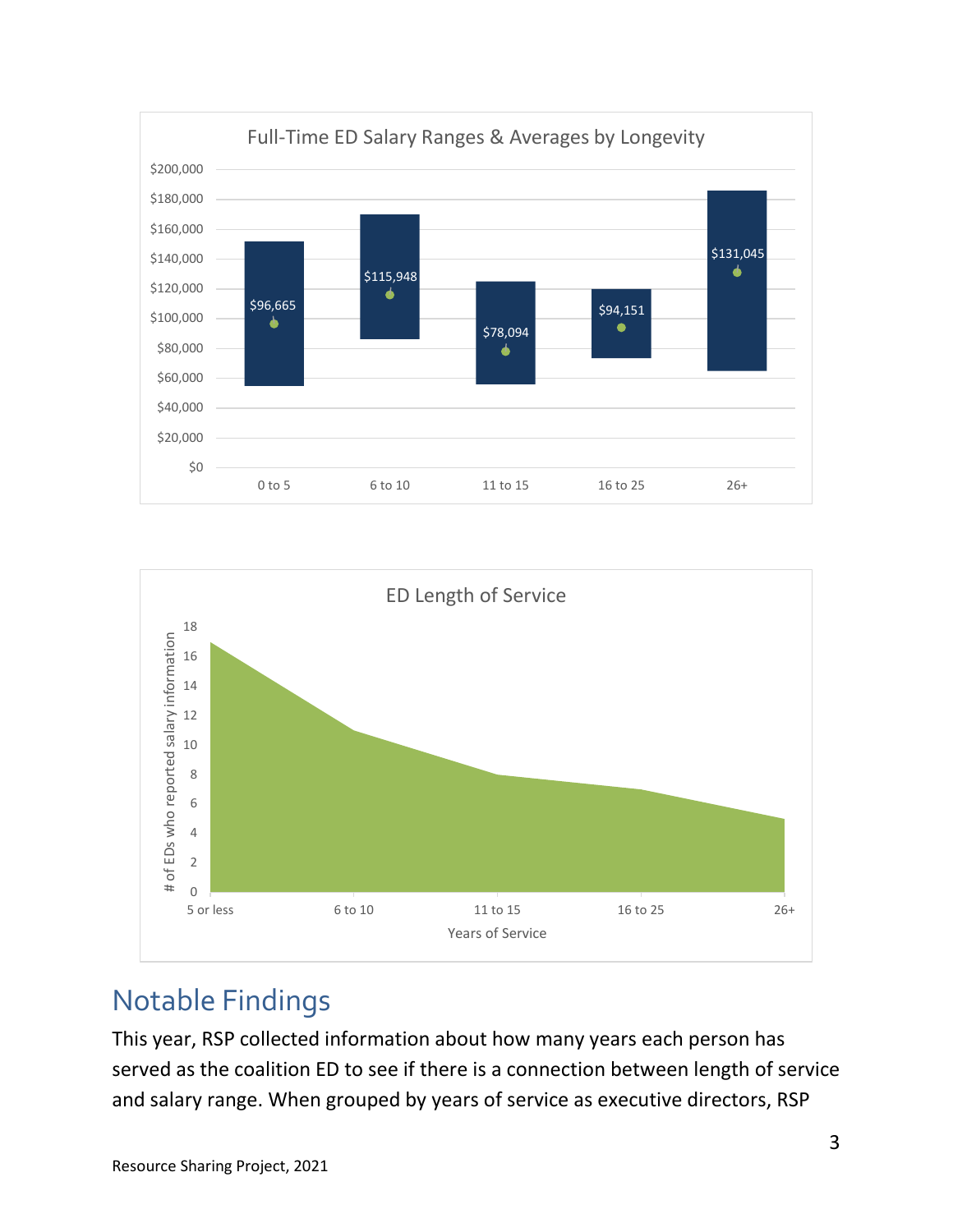Full-Time ED Salary Ranges & Averages by Longevity

| Years | Average |
|---|---|
| 0 to 5 | $96,665 |
| 6 to 10 | $115,948 |
| 11 to 15 | $78,094 |
| 16 to 25 | $94,151 |
| 26+ | $131,045 |

ED Length of Service

| Years of Service | # of EDs who reported salary information |
|---|---|
| 5 or less | 17 |
| 6 to 10 | 11 |
| 11 to 15 | 8 |
| 16 to 25 | 7 |
| 26+ | 5 |

## Notable Findings

This year, RSP collected information about how many years each person has served as the coalition ED to see if there is a connection between length of service and salary range. When grouped by years of service as executive directors, RSP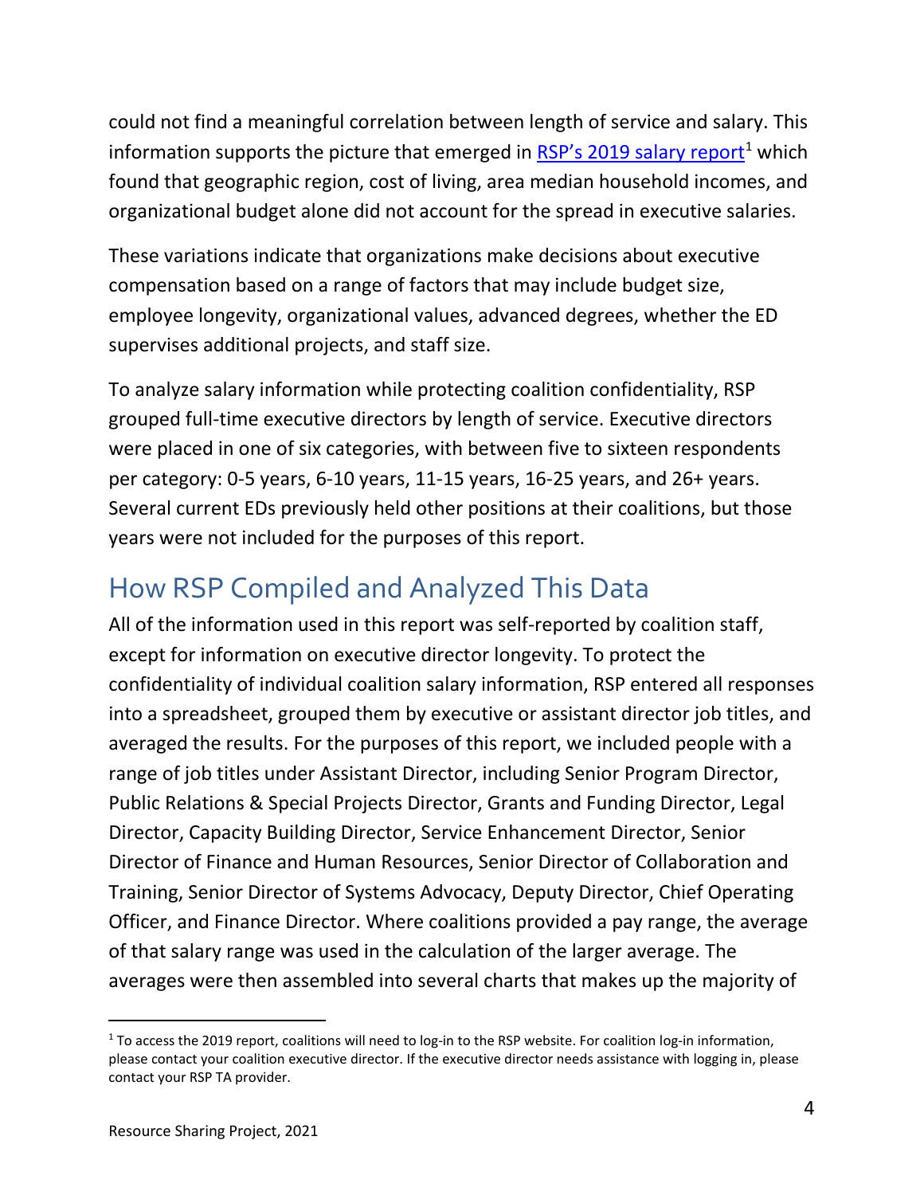could not find a meaningful correlation between length of service and salary. This information supports the picture that emerged in RSP's 2019 salary report[1] which found that geographic region, cost of living, area median household incomes, and organizational budget alone did not account for the spread in executive salaries.

These variations indicate that organizations make decisions about executive compensation based on a range of factors that may include budget size, employee longevity, organizational values, advanced degrees, whether the ED supervises additional projects, and staff size.

To analyze salary information while protecting coalition confidentiality, RSP grouped full-time executive directors by length of service. Executive directors were placed in one of six categories, with between five to sixteen respondents per category: 0-5 years, 6-10 years, 11-15 years, 16-25 years, and 26+ years. Several current EDs previously held other positions at their coalitions, but those years were not included for the purposes of this report.

## How RSP Compiled and Analyzed This Data

All of the information used in this report was self-reported by coalition staff, except for information on executive director longevity. To protect the confidentiality of individual coalition salary information, RSP entered all responses into a spreadsheet, grouped them by executive or assistant director job titles, and averaged the results. For the purposes of this report, we included people with a range of job titles under Assistant Director, including Senior Program Director, Public Relations & Special Projects Director, Grants and Funding Director, Legal Director, Capacity Building Director, Service Enhancement Director, Senior Director of Finance and Human Resources, Senior Director of Collaboration and Training, Senior Director of Systems Advocacy, Deputy Director, Chief Operating Officer, and Finance Director. Where coalitions provided a pay range, the average of that salary range was used in the calculation of the larger average. The averages were then assembled into several charts that makes up the majority of

[1] To access the 2019 report, coalitions will need to log-in to the RSP website. For coalition log-in information, please contact your coalition executive director. If the executive director needs assistance with logging in, please contact your RSP TA provider.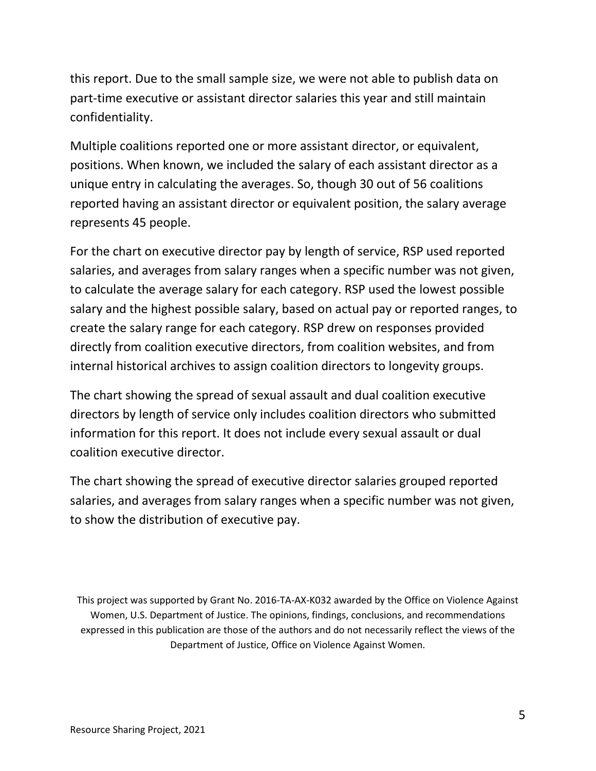this report. Due to the small sample size, we were not able to publish data on part-time executive or assistant director salaries this year and still maintain confidentiality.

Multiple coalitions reported one or more assistant director, or equivalent, positions. When known, we included the salary of each assistant director as a unique entry in calculating the averages. So, though 30 out of 56 coalitions reported having an assistant director or equivalent position, the salary average represents 45 people.

For the chart on executive director pay by length of service, RSP used reported salaries, and averages from salary ranges when a specific number was not given, to calculate the average salary for each category. RSP used the lowest possible salary and the highest possible salary, based on actual pay or reported ranges, to create the salary range for each category. RSP drew on responses provided directly from coalition executive directors, from coalition websites, and from internal historical archives to assign coalition directors to longevity groups.

The chart showing the spread of sexual assault and dual coalition executive directors by length of service only includes coalition directors who submitted information for this report. It does not include every sexual assault or dual coalition executive director.

The chart showing the spread of executive director salaries grouped reported salaries, and averages from salary ranges when a specific number was not given, to show the distribution of executive pay.

This project was supported by Grant No. 2016-TA-AX-K032 awarded by the Office on Violence Against Women, U.S. Department of Justice. The opinions, findings, conclusions, and recommendations expressed in this publication are those of the authors and do not necessarily reflect the views of the Department of Justice, Office on Violence Against Women.